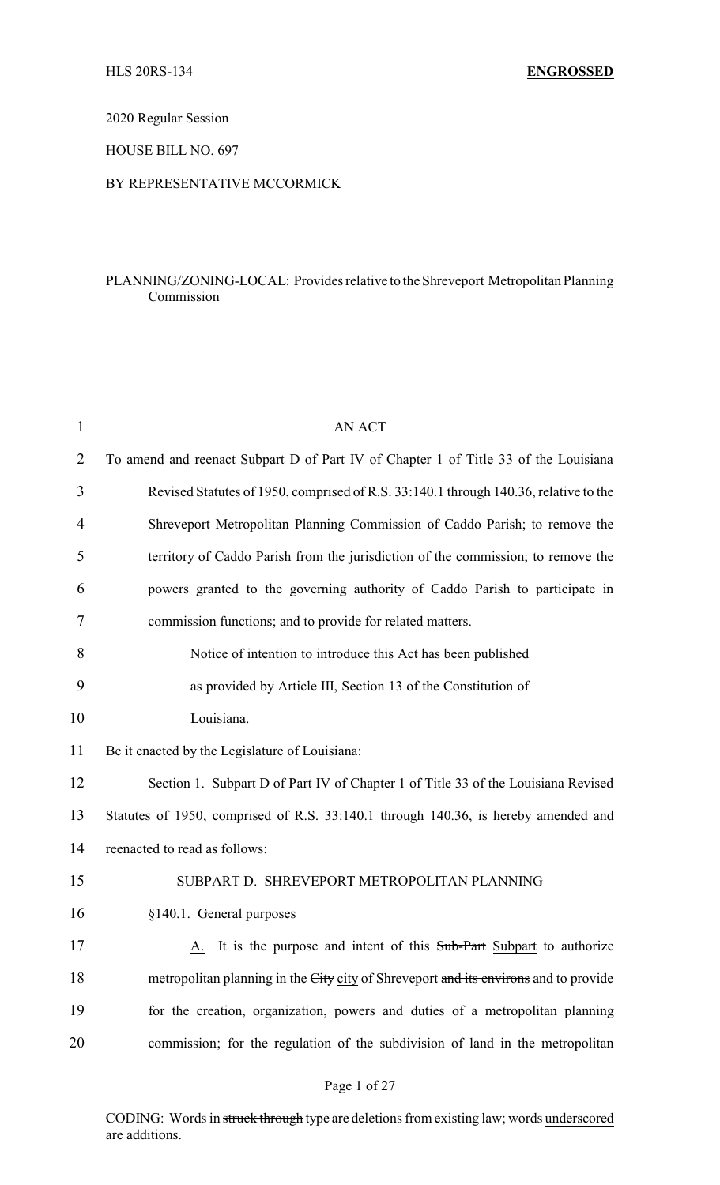HLS 20RS-134 **ENGROSSED**

2020 Regular Session

HOUSE BILL NO. 697

BY REPRESENTATIVE MCCORMICK

PLANNING/ZONING-LOCAL: Provides relative to the Shreveport Metropolitan Planning Commission

AN ACT

To amend and reenact Subpart D of Part IV of Chapter 1 of Title 33 of the Louisiana Revised Statutes of 1950, comprised of R.S. 33:140.1 through 140.36, relative to the Shreveport Metropolitan Planning Commission of Caddo Parish; to remove the territory of Caddo Parish from the jurisdiction of the commission; to remove the powers granted to the governing authority of Caddo Parish to participate in commission functions; and to provide for related matters.

Notice of intention to introduce this Act has been published as provided by Article III, Section 13 of the Constitution of Louisiana.

Be it enacted by the Legislature of Louisiana:

Section 1. Subpart D of Part IV of Chapter 1 of Title 33 of the Louisiana Revised Statutes of 1950, comprised of R.S. 33:140.1 through 140.36, is hereby amended and reenacted to read as follows:

SUBPART D. SHREVEPORT METROPOLITAN PLANNING

§140.1. General purposes

<u>A.</u> It is the purpose and intent of this ~~Sub-Part~~ <u>Subpart</u> to authorize metropolitan planning in the ~~City~~ <u>city</u> of Shreveport ~~and its environs~~ and to provide for the creation, organization, powers and duties of a metropolitan planning commission; for the regulation of the subdivision of land in the metropolitan

CODING: Words in ~~struck through~~ type are deletions from existing law; words <u>underscored</u> are additions.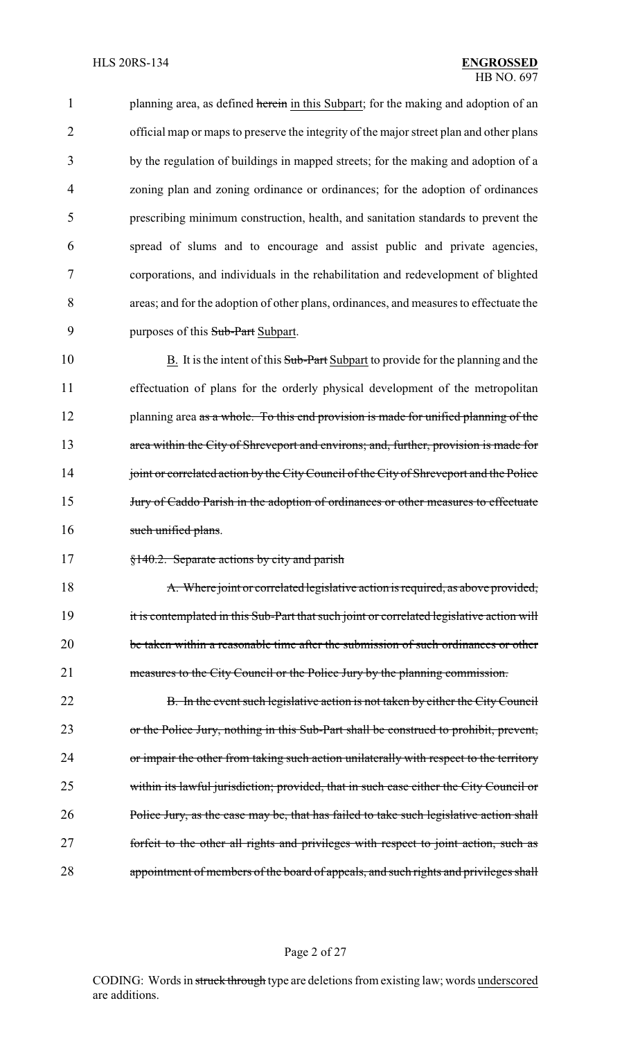planning area, as defined ~~herein~~ in this Subpart; for the making and adoption of an official map or maps to preserve the integrity of the major street plan and other plans by the regulation of buildings in mapped streets; for the making and adoption of a zoning plan and zoning ordinance or ordinances; for the adoption of ordinances prescribing minimum construction, health, and sanitation standards to prevent the spread of slums and to encourage and assist public and private agencies, corporations, and individuals in the rehabilitation and redevelopment of blighted areas; and for the adoption of other plans, ordinances, and measures to effectuate the purposes of this ~~Sub-Part~~ Subpart.

B. It is the intent of this ~~Sub-Part~~ Subpart to provide for the planning and the effectuation of plans for the orderly physical development of the metropolitan planning area ~~as a whole. To this end provision is made for unified planning of the area within the City of Shreveport and environs; and, further, provision is made for joint or correlated action by the City Council of the City of Shreveport and the Police Jury of Caddo Parish in the adoption of ordinances or other measures to effectuate such unified plans~~.

~~§140.2. Separate actions by city and parish~~

~~A. Where joint or correlated legislative action is required, as above provided, it is contemplated in this Sub-Part that such joint or correlated legislative action will be taken within a reasonable time after the submission of such ordinances or other measures to the City Council or the Police Jury by the planning commission.~~

~~B. In the event such legislative action is not taken by either the City Council or the Police Jury, nothing in this Sub-Part shall be construed to prohibit, prevent, or impair the other from taking such action unilaterally with respect to the territory within its lawful jurisdiction; provided, that in such case either the City Council or Police Jury, as the case may be, that has failed to take such legislative action shall forfeit to the other all rights and privileges with respect to joint action, such as appointment of members of the board of appeals, and such rights and privileges shall~~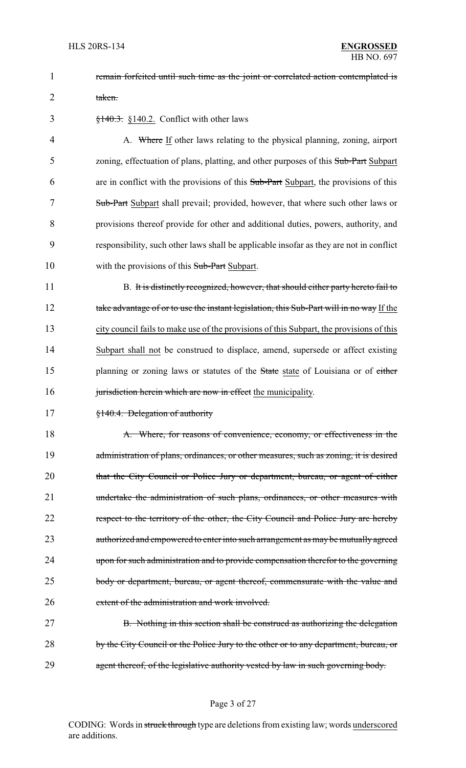~~remain forfeited until such time as the joint or correlated action contemplated is taken.~~

~~§140.3.~~ <u>§140.2.</u> Conflict with other laws

A. ~~Where~~ <u>If</u> other laws relating to the physical planning, zoning, airport zoning, effectuation of plans, platting, and other purposes of this ~~Sub-Part~~ <u>Subpart</u> are in conflict with the provisions of this ~~Sub-Part~~ <u>Subpart</u>, the provisions of this ~~Sub-Part~~ <u>Subpart</u> shall prevail; provided, however, that where such other laws or provisions thereof provide for other and additional duties, powers, authority, and responsibility, such other laws shall be applicable insofar as they are not in conflict with the provisions of this ~~Sub-Part~~ <u>Subpart</u>.

B. ~~It is distinctly recognized, however, that should either party hereto fail to take advantage of or to use the instant legislation, this Sub-Part will in no way~~ <u>If the city council fails to make use of the provisions of this Subpart, the provisions of this Subpart shall not</u> be construed to displace, amend, supersede or affect existing planning or zoning laws or statutes of the ~~State~~ <u>state</u> of Louisiana or of ~~either jurisdiction herein which are now in effect~~ <u>the municipality</u>.

~~§140.4. Delegation of authority~~

~~A. Where, for reasons of convenience, economy, or effectiveness in the administration of plans, ordinances, or other measures, such as zoning, it is desired that the City Council or Police Jury or department, bureau, or agent of either undertake the administration of such plans, ordinances, or other measures with respect to the territory of the other, the City Council and Police Jury are hereby authorized and empowered to enter into such arrangement as may be mutually agreed upon for such administration and to provide compensation therefor to the governing body or department, bureau, or agent thereof, commensurate with the value and extent of the administration and work involved.~~

~~B. Nothing in this section shall be construed as authorizing the delegation by the City Council or the Police Jury to the other or to any department, bureau, or agent thereof, of the legislative authority vested by law in such governing body.~~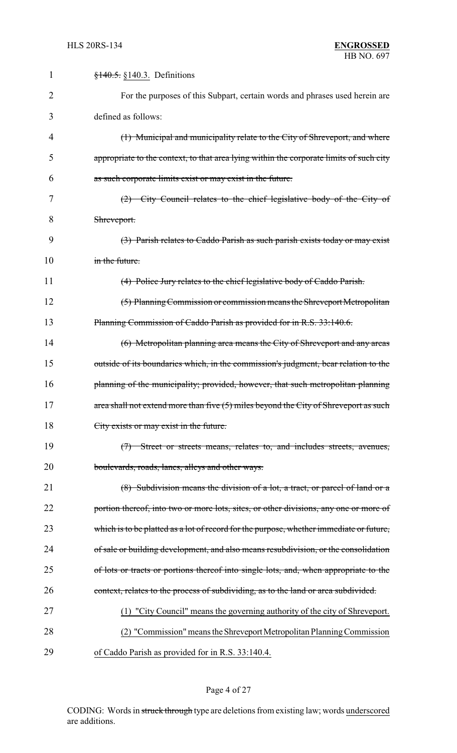~~§140.5.~~ §140.3. Definitions

For the purposes of this Subpart, certain words and phrases used herein are defined as follows:

~~(1) Municipal and municipality relate to the City of Shreveport, and where appropriate to the context, to that area lying within the corporate limits of such city as such corporate limits exist or may exist in the future.~~

~~(2) City Council relates to the chief legislative body of the City of Shreveport.~~

~~(3) Parish relates to Caddo Parish as such parish exists today or may exist in the future.~~

~~(4) Police Jury relates to the chief legislative body of Caddo Parish.~~

~~(5) Planning Commission or commission means the Shreveport Metropolitan Planning Commission of Caddo Parish as provided for in R.S. 33:140.6.~~

~~(6) Metropolitan planning area means the City of Shreveport and any areas outside of its boundaries which, in the commission's judgment, bear relation to the planning of the municipality; provided, however, that such metropolitan planning area shall not extend more than five (5) miles beyond the City of Shreveport as such City exists or may exist in the future.~~

~~(7) Street or streets means, relates to, and includes streets, avenues, boulevards, roads, lanes, alleys and other ways.~~

~~(8) Subdivision means the division of a lot, a tract, or parcel of land or a portion thereof, into two or more lots, sites, or other divisions, any one or more of which is to be platted as a lot of record for the purpose, whether immediate or future, of sale or building development, and also means resubdivision, or the consolidation of lots or tracts or portions thereof into single lots, and, when appropriate to the context, relates to the process of subdividing, as to the land or area subdivided.~~

<u>(1) "City Council" means the governing authority of the city of Shreveport.</u>

<u>(2) "Commission" means the Shreveport Metropolitan Planning Commission of Caddo Parish as provided for in R.S. 33:140.4.</u>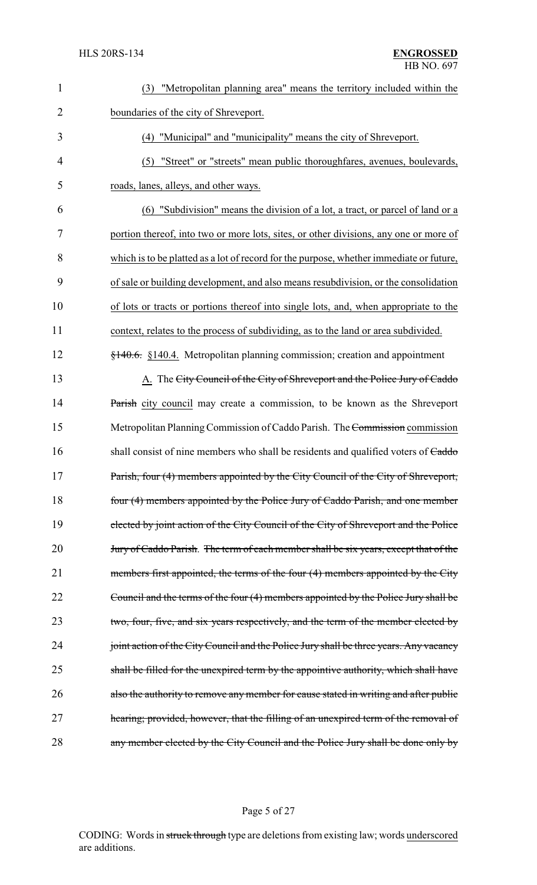(3) "Metropolitan planning area" means the territory included within the boundaries of the city of Shreveport.

(4) "Municipal" and "municipality" means the city of Shreveport.

(5) "Street" or "streets" mean public thoroughfares, avenues, boulevards, roads, lanes, alleys, and other ways.

(6) "Subdivision" means the division of a lot, a tract, or parcel of land or a portion thereof, into two or more lots, sites, or other divisions, any one or more of which is to be platted as a lot of record for the purpose, whether immediate or future, of sale or building development, and also means resubdivision, or the consolidation of lots or tracts or portions thereof into single lots, and, when appropriate to the context, relates to the process of subdividing, as to the land or area subdivided.

~~§140.6.~~ §140.4. Metropolitan planning commission; creation and appointment

A. The ~~City Council of the City of Shreveport and the Police Jury of Caddo Parish~~ city council may create a commission, to be known as the Shreveport Metropolitan Planning Commission of Caddo Parish. The ~~Commission~~ commission shall consist of nine members who shall be residents and qualified voters of ~~Caddo Parish, four (4) members appointed by the City Council of the City of Shreveport, four (4) members appointed by the Police Jury of Caddo Parish, and one member elected by joint action of the City Council of the City of Shreveport and the Police Jury of Caddo Parish~~. ~~The term of each member shall be six years, except that of the members first appointed, the terms of the four (4) members appointed by the City Council and the terms of the four (4) members appointed by the Police Jury shall be two, four, five, and six years respectively, and the term of the member elected by joint action of the City Council and the Police Jury shall be three years. Any vacancy shall be filled for the unexpired term by the appointive authority, which shall have also the authority to remove any member for cause stated in writing and after public hearing; provided, however, that the filling of an unexpired term of the removal of any member elected by the City Council and the Police Jury shall be done only by~~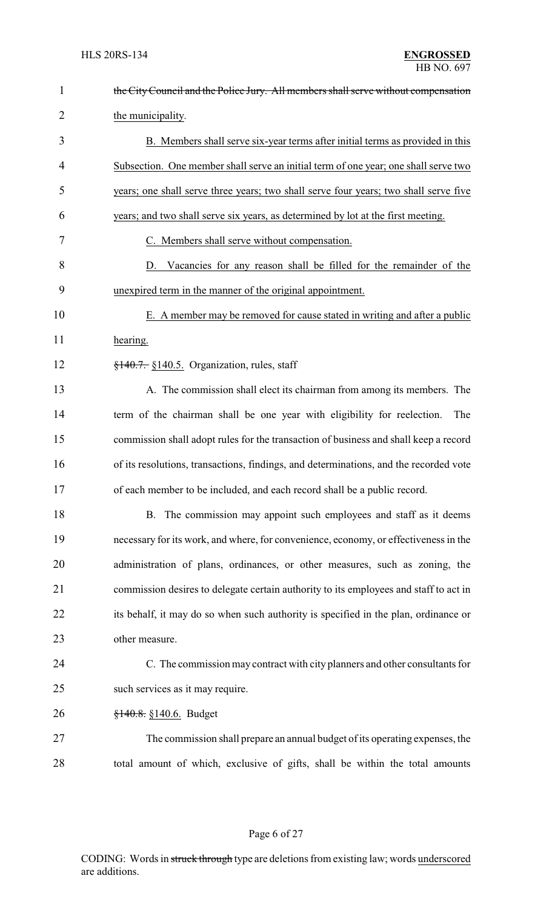~~the City Council and the Police Jury. All members shall serve without compensation~~ the municipality.

B. Members shall serve six-year terms after initial terms as provided in this Subsection. One member shall serve an initial term of one year; one shall serve two years; one shall serve three years; two shall serve four years; two shall serve five years; and two shall serve six years, as determined by lot at the first meeting.

C. Members shall serve without compensation.

D. Vacancies for any reason shall be filled for the remainder of the unexpired term in the manner of the original appointment.

E. A member may be removed for cause stated in writing and after a public hearing.

~~§140.7.~~ §140.5. Organization, rules, staff

A. The commission shall elect its chairman from among its members. The term of the chairman shall be one year with eligibility for reelection. The commission shall adopt rules for the transaction of business and shall keep a record of its resolutions, transactions, findings, and determinations, and the recorded vote of each member to be included, and each record shall be a public record.

B. The commission may appoint such employees and staff as it deems necessary for its work, and where, for convenience, economy, or effectiveness in the administration of plans, ordinances, or other measures, such as zoning, the commission desires to delegate certain authority to its employees and staff to act in its behalf, it may do so when such authority is specified in the plan, ordinance or other measure.

C. The commission may contract with city planners and other consultants for such services as it may require.

~~§140.8.~~ §140.6. Budget

The commission shall prepare an annual budget of its operating expenses, the total amount of which, exclusive of gifts, shall be within the total amounts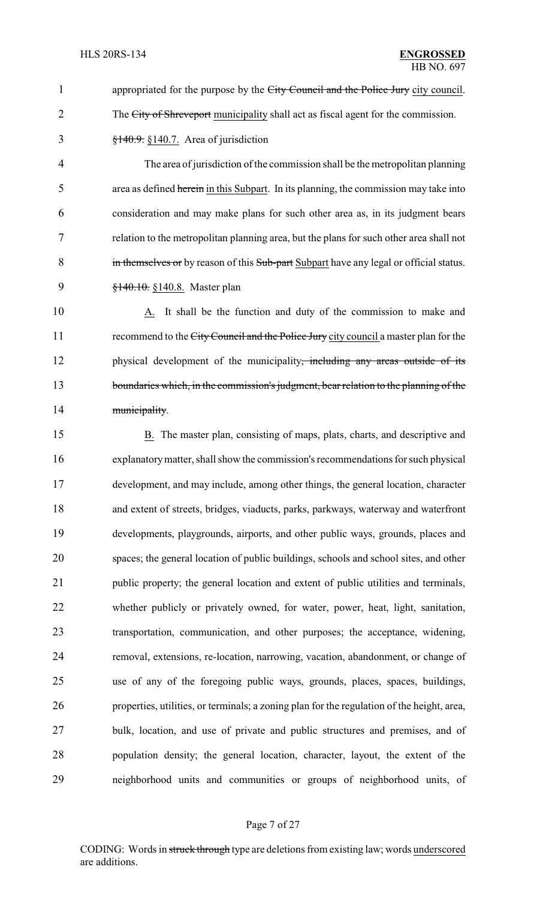appropriated for the purpose by the ~~City Council and the Police Jury~~ city council. The ~~City of Shreveport~~ municipality shall act as fiscal agent for the commission.

~~§140.9.~~ §140.7. Area of jurisdiction

The area of jurisdiction of the commission shall be the metropolitan planning area as defined ~~herein~~ in this Subpart. In its planning, the commission may take into consideration and may make plans for such other area as, in its judgment bears relation to the metropolitan planning area, but the plans for such other area shall not ~~in themselves or~~ by reason of this ~~Sub-part~~ Subpart have any legal or official status.

~~§140.10.~~ §140.8. Master plan

A. It shall be the function and duty of the commission to make and recommend to the ~~City Council and the Police Jury~~ city council a master plan for the physical development of the municipality~~, including any areas outside of its boundaries which, in the commission's judgment, bear relation to the planning of the municipality~~.

B. The master plan, consisting of maps, plats, charts, and descriptive and explanatory matter, shall show the commission's recommendations for such physical development, and may include, among other things, the general location, character and extent of streets, bridges, viaducts, parks, parkways, waterway and waterfront developments, playgrounds, airports, and other public ways, grounds, places and spaces; the general location of public buildings, schools and school sites, and other public property; the general location and extent of public utilities and terminals, whether publicly or privately owned, for water, power, heat, light, sanitation, transportation, communication, and other purposes; the acceptance, widening, removal, extensions, re-location, narrowing, vacation, abandonment, or change of use of any of the foregoing public ways, grounds, places, spaces, buildings, properties, utilities, or terminals; a zoning plan for the regulation of the height, area, bulk, location, and use of private and public structures and premises, and of population density; the general location, character, layout, the extent of the neighborhood units and communities or groups of neighborhood units, of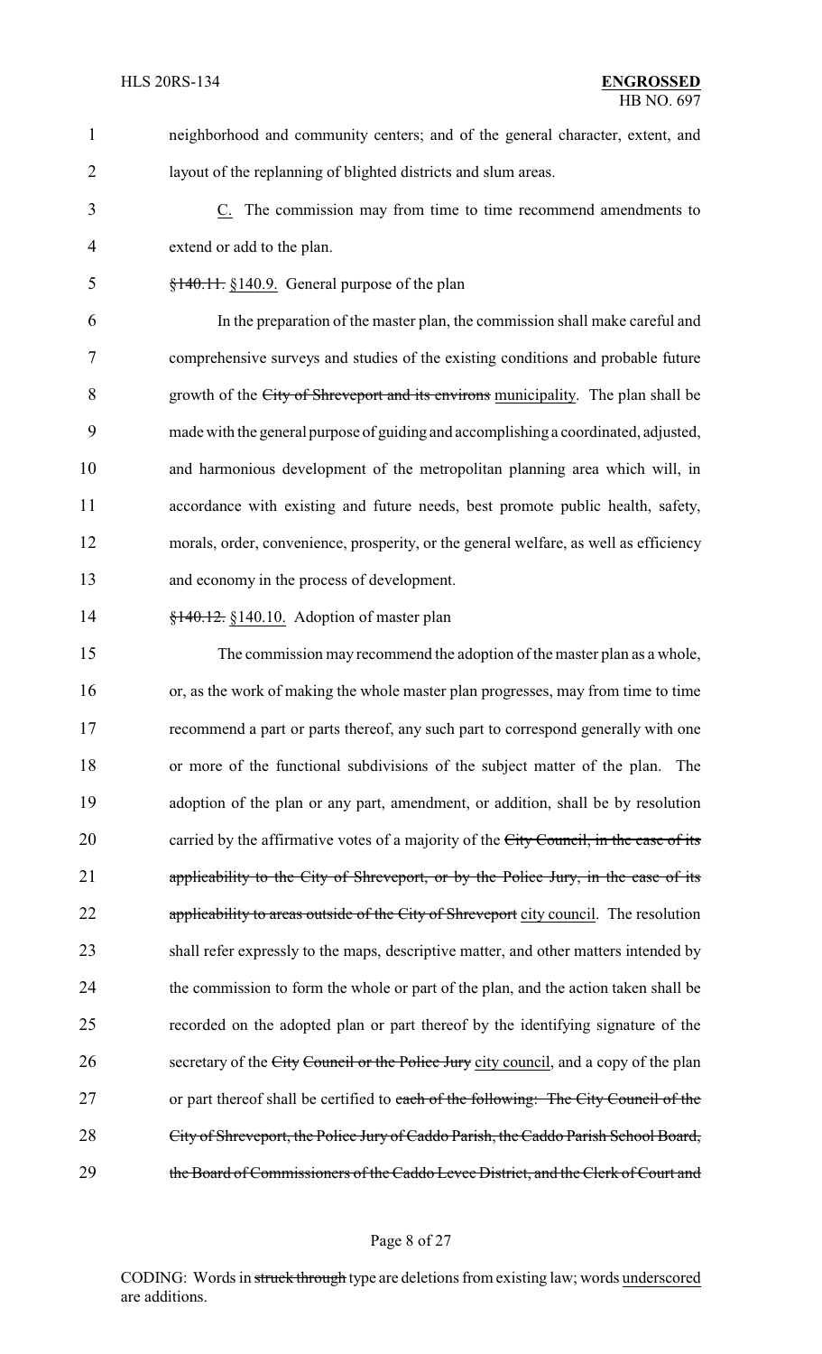neighborhood and community centers; and of the general character, extent, and layout of the replanning of blighted districts and slum areas.

C. The commission may from time to time recommend amendments to extend or add to the plan.

~~§140.11.~~ §140.9. General purpose of the plan

In the preparation of the master plan, the commission shall make careful and comprehensive surveys and studies of the existing conditions and probable future growth of the ~~City of Shreveport and its environs~~ municipality. The plan shall be made with the general purpose of guiding and accomplishing a coordinated, adjusted, and harmonious development of the metropolitan planning area which will, in accordance with existing and future needs, best promote public health, safety, morals, order, convenience, prosperity, or the general welfare, as well as efficiency and economy in the process of development.

~~§140.12.~~ §140.10. Adoption of master plan

The commission may recommend the adoption of the master plan as a whole, or, as the work of making the whole master plan progresses, may from time to time recommend a part or parts thereof, any such part to correspond generally with one or more of the functional subdivisions of the subject matter of the plan. The adoption of the plan or any part, amendment, or addition, shall be by resolution carried by the affirmative votes of a majority of the ~~City Council, in the case of its applicability to the City of Shreveport, or by the Police Jury, in the case of its applicability to areas outside of the City of Shreveport~~ city council. The resolution shall refer expressly to the maps, descriptive matter, and other matters intended by the commission to form the whole or part of the plan, and the action taken shall be recorded on the adopted plan or part thereof by the identifying signature of the secretary of the ~~City Council or the Police Jury~~ city council, and a copy of the plan or part thereof shall be certified to ~~each of the following: The City Council of the City of Shreveport, the Police Jury of Caddo Parish, the Caddo Parish School Board, the Board of Commissioners of the Caddo Levee District, and the Clerk of Court and~~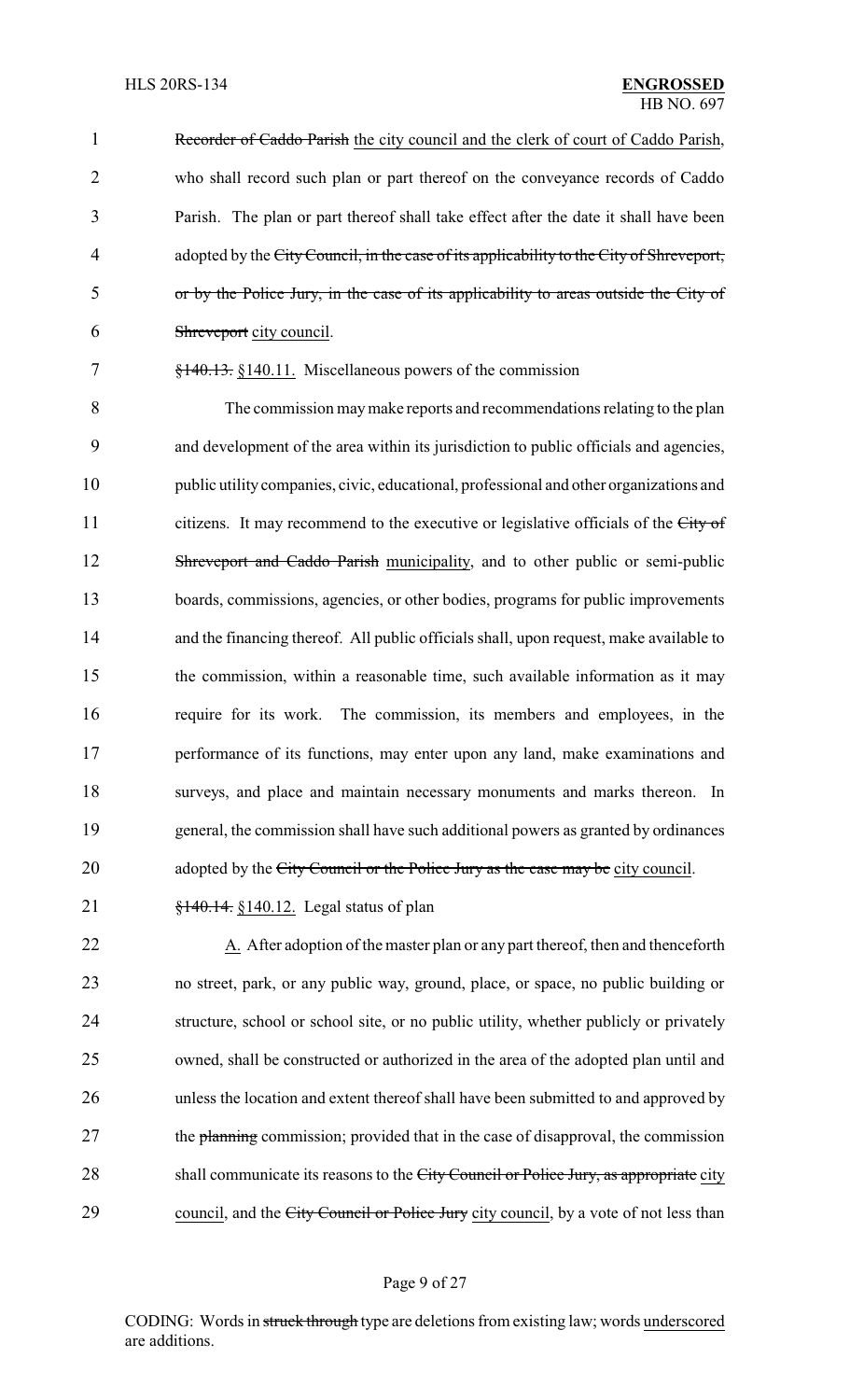Recorder of Caddo Parish the city council and the clerk of court of Caddo Parish, who shall record such plan or part thereof on the conveyance records of Caddo Parish. The plan or part thereof shall take effect after the date it shall have been adopted by the City Council, in the case of its applicability to the City of Shreveport, or by the Police Jury, in the case of its applicability to areas outside the City of Shreveport city council.

§140.13. §140.11. Miscellaneous powers of the commission

The commission may make reports and recommendations relating to the plan and development of the area within its jurisdiction to public officials and agencies, public utility companies, civic, educational, professional and other organizations and citizens. It may recommend to the executive or legislative officials of the City of Shreveport and Caddo Parish municipality, and to other public or semi-public boards, commissions, agencies, or other bodies, programs for public improvements and the financing thereof. All public officials shall, upon request, make available to the commission, within a reasonable time, such available information as it may require for its work. The commission, its members and employees, in the performance of its functions, may enter upon any land, make examinations and surveys, and place and maintain necessary monuments and marks thereon. In general, the commission shall have such additional powers as granted by ordinances adopted by the City Council or the Police Jury as the case may be city council.

§140.14. §140.12. Legal status of plan

A. After adoption of the master plan or any part thereof, then and thenceforth no street, park, or any public way, ground, place, or space, no public building or structure, school or school site, or no public utility, whether publicly or privately owned, shall be constructed or authorized in the area of the adopted plan until and unless the location and extent thereof shall have been submitted to and approved by the planning commission; provided that in the case of disapproval, the commission shall communicate its reasons to the City Council or Police Jury, as appropriate city council, and the City Council or Police Jury city council, by a vote of not less than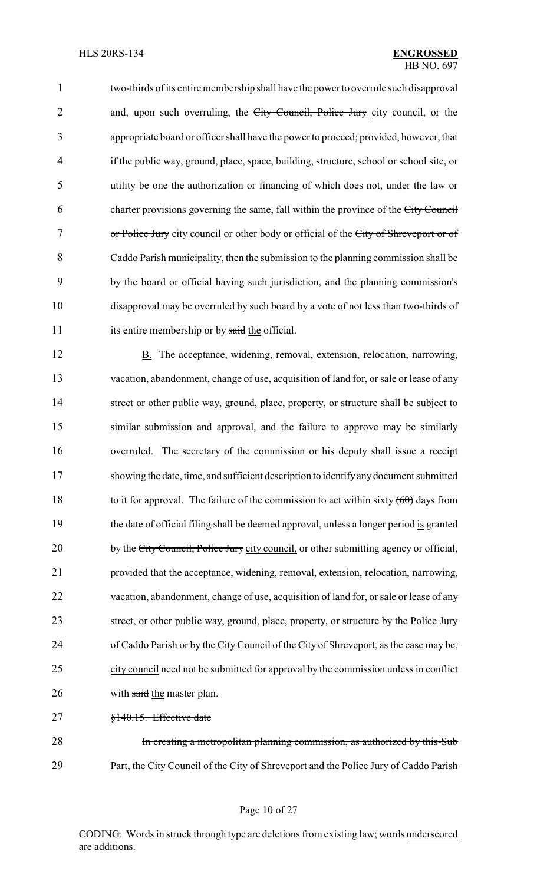two-thirds of its entire membership shall have the power to overrule such disapproval and, upon such overruling, the ~~City Council, Police Jury~~ city council, or the appropriate board or officer shall have the power to proceed; provided, however, that if the public way, ground, place, space, building, structure, school or school site, or utility be one the authorization or financing of which does not, under the law or charter provisions governing the same, fall within the province of the ~~City Council or Police Jury~~ city council or other body or official of the ~~City of Shreveport or of Caddo Parish~~ municipality, then the submission to the ~~planning~~ commission shall be by the board or official having such jurisdiction, and the ~~planning~~ commission's disapproval may be overruled by such board by a vote of not less than two-thirds of its entire membership or by ~~said~~ the official.

B. The acceptance, widening, removal, extension, relocation, narrowing, vacation, abandonment, change of use, acquisition of land for, or sale or lease of any street or other public way, ground, place, property, or structure shall be subject to similar submission and approval, and the failure to approve may be similarly overruled. The secretary of the commission or his deputy shall issue a receipt showing the date, time, and sufficient description to identify any document submitted to it for approval. The failure of the commission to act within sixty ~~(60)~~ days from the date of official filing shall be deemed approval, unless a longer period is granted by the ~~City Council, Police Jury~~ city council, or other submitting agency or official, provided that the acceptance, widening, removal, extension, relocation, narrowing, vacation, abandonment, change of use, acquisition of land for, or sale or lease of any street, or other public way, ground, place, property, or structure by the ~~Police Jury of Caddo Parish or by the City Council of the City of Shreveport, as the case may be,~~ city council need not be submitted for approval by the commission unless in conflict with ~~said~~ the master plan.

~~§140.15. Effective date~~

~~In creating a metropolitan planning commission, as authorized by this Sub Part, the City Council of the City of Shreveport and the Police Jury of Caddo Parish~~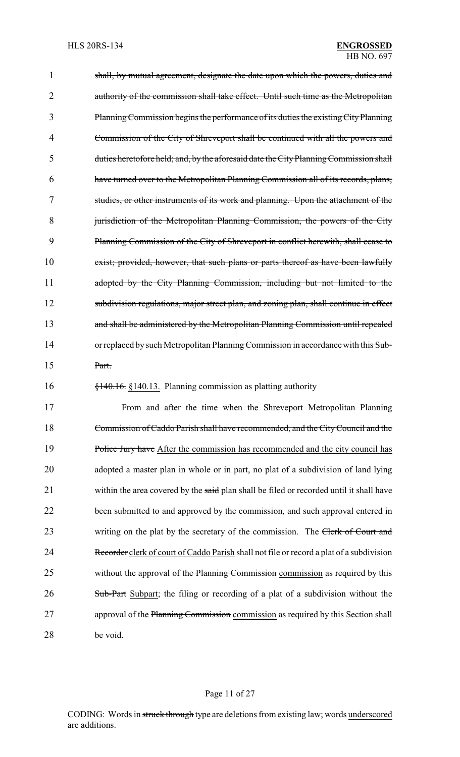~~shall, by mutual agreement, designate the date upon which the powers, duties and authority of the commission shall take effect. Until such time as the Metropolitan Planning Commission begins the performance of its duties the existing City Planning Commission of the City of Shreveport shall be continued with all the powers and duties heretofore held; and, by the aforesaid date the City Planning Commission shall have turned over to the Metropolitan Planning Commission all of its records, plans, studies, or other instruments of its work and planning. Upon the attachment of the jurisdiction of the Metropolitan Planning Commission, the powers of the City Planning Commission of the City of Shreveport in conflict herewith, shall cease to exist; provided, however, that such plans or parts thereof as have been lawfully adopted by the City Planning Commission, including but not limited to the subdivision regulations, major street plan, and zoning plan, shall continue in effect and shall be administered by the Metropolitan Planning Commission until repealed or replaced by such Metropolitan Planning Commission in accordance with this Sub-Part.~~

~~§140.16.~~ <u>§140.13.</u> Planning commission as platting authority

~~From and after the time when the Shreveport Metropolitan Planning Commission of Caddo Parish shall have recommended, and the City Council and the Police Jury have~~ <u>After the commission has recommended and the city council has</u> adopted a master plan in whole or in part, no plat of a subdivision of land lying within the area covered by the ~~said~~ plan shall be filed or recorded until it shall have been submitted to and approved by the commission, and such approval entered in writing on the plat by the secretary of the commission. The ~~Clerk of Court and Recorder~~ <u>clerk of court of Caddo Parish</u> shall not file or record a plat of a subdivision without the approval of the ~~Planning Commission~~ <u>commission</u> as required by this ~~Sub-Part~~ <u>Subpart</u>; the filing or recording of a plat of a subdivision without the approval of the ~~Planning Commission~~ <u>commission</u> as required by this Section shall be void.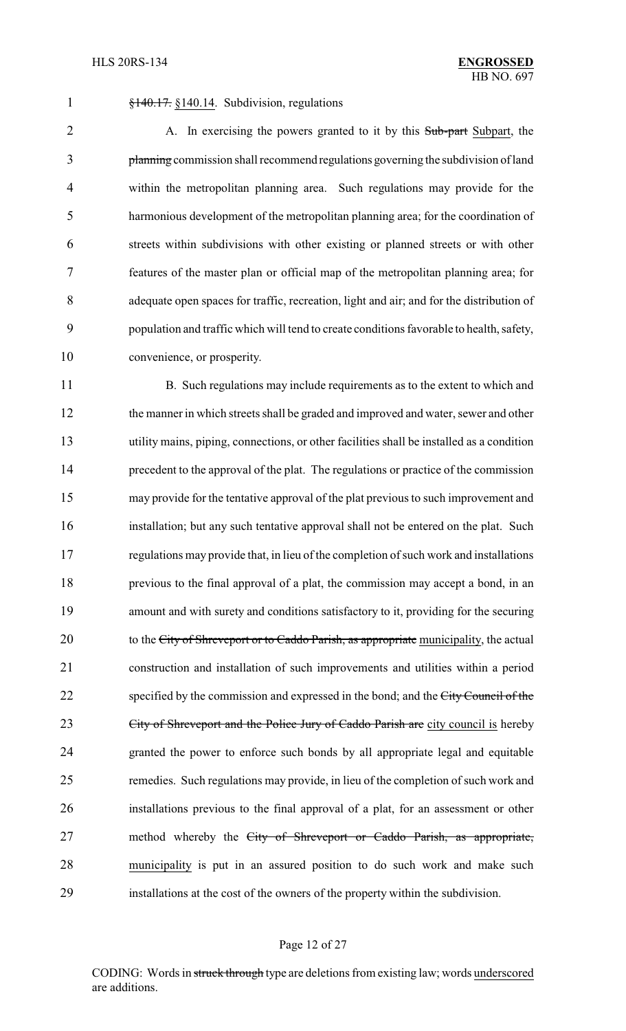~~§140.17.~~ §140.14. Subdivision, regulations

A. In exercising the powers granted to it by this ~~Sub-part~~ Subpart, the ~~planning~~ commission shall recommend regulations governing the subdivision of land within the metropolitan planning area. Such regulations may provide for the harmonious development of the metropolitan planning area; for the coordination of streets within subdivisions with other existing or planned streets or with other features of the master plan or official map of the metropolitan planning area; for adequate open spaces for traffic, recreation, light and air; and for the distribution of population and traffic which will tend to create conditions favorable to health, safety, convenience, or prosperity.

B. Such regulations may include requirements as to the extent to which and the manner in which streets shall be graded and improved and water, sewer and other utility mains, piping, connections, or other facilities shall be installed as a condition precedent to the approval of the plat. The regulations or practice of the commission may provide for the tentative approval of the plat previous to such improvement and installation; but any such tentative approval shall not be entered on the plat. Such regulations may provide that, in lieu of the completion of such work and installations previous to the final approval of a plat, the commission may accept a bond, in an amount and with surety and conditions satisfactory to it, providing for the securing to the ~~City of Shreveport or to Caddo Parish, as appropriate~~ municipality, the actual construction and installation of such improvements and utilities within a period specified by the commission and expressed in the bond; and the ~~City Council of the City of Shreveport and the Police Jury of Caddo Parish are~~ city council is hereby granted the power to enforce such bonds by all appropriate legal and equitable remedies. Such regulations may provide, in lieu of the completion of such work and installations previous to the final approval of a plat, for an assessment or other method whereby the ~~City of Shreveport or Caddo Parish, as appropriate,~~ municipality is put in an assured position to do such work and make such installations at the cost of the owners of the property within the subdivision.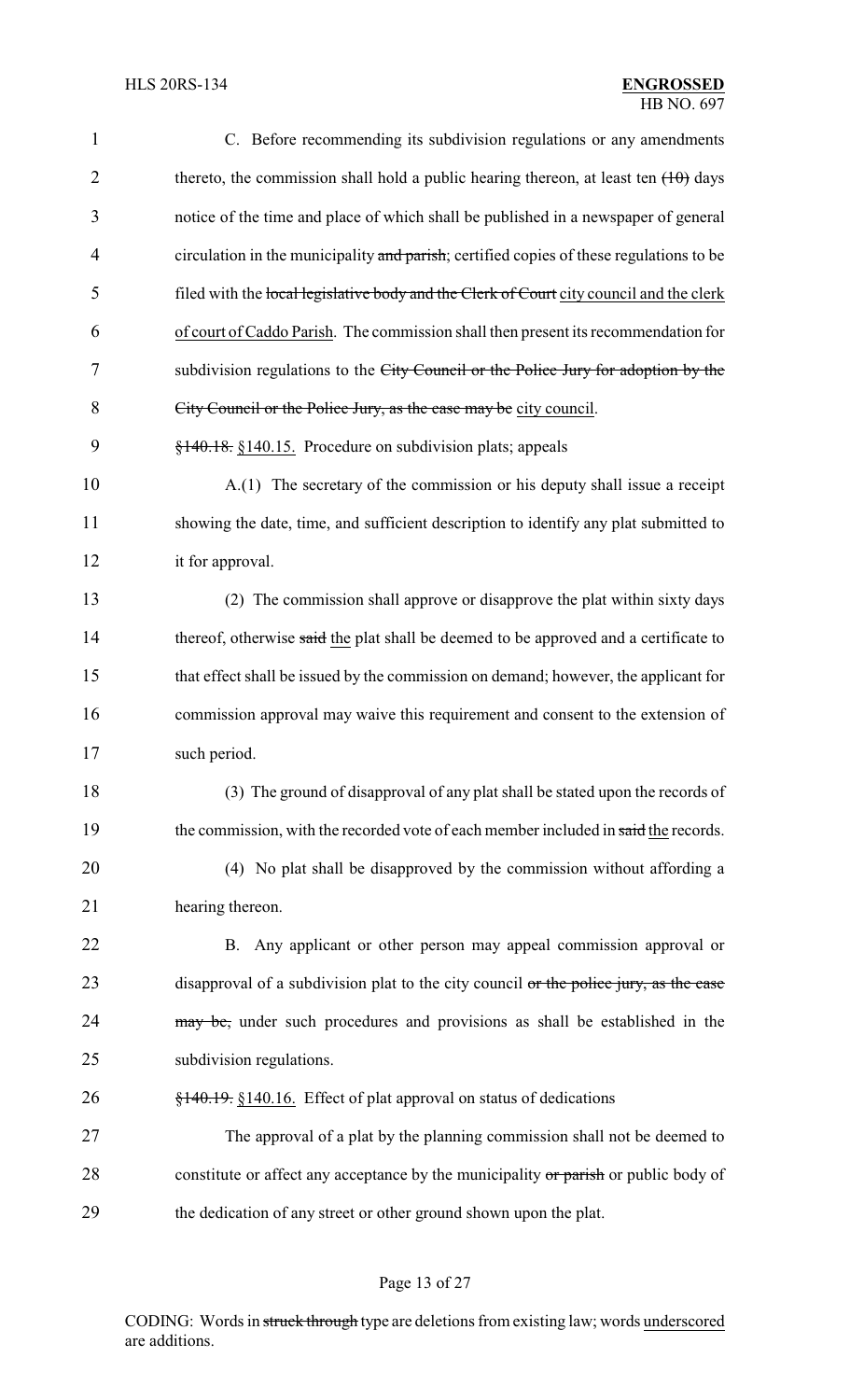C. Before recommending its subdivision regulations or any amendments thereto, the commission shall hold a public hearing thereon, at least ten ~~(10)~~ days notice of the time and place of which shall be published in a newspaper of general circulation in the municipality ~~and parish~~; certified copies of these regulations to be filed with the ~~local legislative body and the Clerk of Court~~ city council and the clerk of court of Caddo Parish. The commission shall then present its recommendation for subdivision regulations to the ~~City Council or the Police Jury for adoption by the City Council or the Police Jury, as the case may be~~ city council.

~~§140.18.~~ §140.15. Procedure on subdivision plats; appeals

A.(1) The secretary of the commission or his deputy shall issue a receipt showing the date, time, and sufficient description to identify any plat submitted to it for approval.

(2) The commission shall approve or disapprove the plat within sixty days thereof, otherwise ~~said~~ the plat shall be deemed to be approved and a certificate to that effect shall be issued by the commission on demand; however, the applicant for commission approval may waive this requirement and consent to the extension of such period.

(3) The ground of disapproval of any plat shall be stated upon the records of the commission, with the recorded vote of each member included in ~~said~~ the records.

(4) No plat shall be disapproved by the commission without affording a hearing thereon.

B. Any applicant or other person may appeal commission approval or disapproval of a subdivision plat to the city council ~~or the police jury, as the case may be,~~ under such procedures and provisions as shall be established in the subdivision regulations.

~~§140.19.~~ §140.16. Effect of plat approval on status of dedications

The approval of a plat by the planning commission shall not be deemed to constitute or affect any acceptance by the municipality ~~or parish~~ or public body of the dedication of any street or other ground shown upon the plat.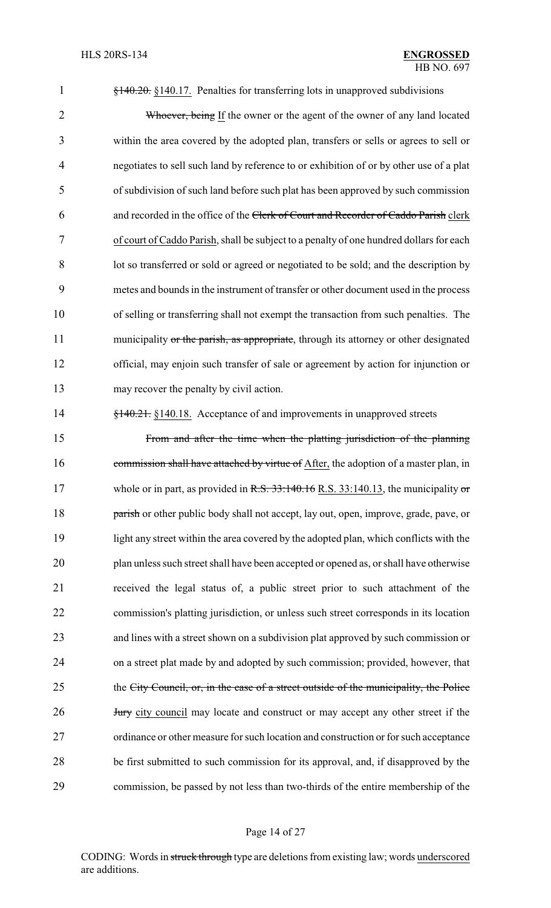~~§140.20.~~ §140.17. Penalties for transferring lots in unapproved subdivisions

~~Whoever, being~~ If the owner or the agent of the owner of any land located within the area covered by the adopted plan, transfers or sells or agrees to sell or negotiates to sell such land by reference to or exhibition of or by other use of a plat of subdivision of such land before such plat has been approved by such commission and recorded in the office of the ~~Clerk of Court and Recorder of Caddo Parish~~ clerk of court of Caddo Parish, shall be subject to a penalty of one hundred dollars for each lot so transferred or sold or agreed or negotiated to be sold; and the description by metes and bounds in the instrument of transfer or other document used in the process of selling or transferring shall not exempt the transaction from such penalties. The municipality ~~or the parish, as appropriate~~, through its attorney or other designated official, may enjoin such transfer of sale or agreement by action for injunction or may recover the penalty by civil action.

~~§140.21.~~ §140.18. Acceptance of and improvements in unapproved streets

~~From and after the time when the platting jurisdiction of the planning commission shall have attached by virtue of~~ After, the adoption of a master plan, in whole or in part, as provided in ~~R.S. 33:140.16~~ R.S. 33:140.13, the municipality ~~or parish~~ or other public body shall not accept, lay out, open, improve, grade, pave, or light any street within the area covered by the adopted plan, which conflicts with the plan unless such street shall have been accepted or opened as, or shall have otherwise received the legal status of, a public street prior to such attachment of the commission's platting jurisdiction, or unless such street corresponds in its location and lines with a street shown on a subdivision plat approved by such commission or on a street plat made by and adopted by such commission; provided, however, that the ~~City Council, or, in the case of a street outside of the municipality, the Police Jury~~ city council may locate and construct or may accept any other street if the ordinance or other measure for such location and construction or for such acceptance be first submitted to such commission for its approval, and, if disapproved by the commission, be passed by not less than two-thirds of the entire membership of the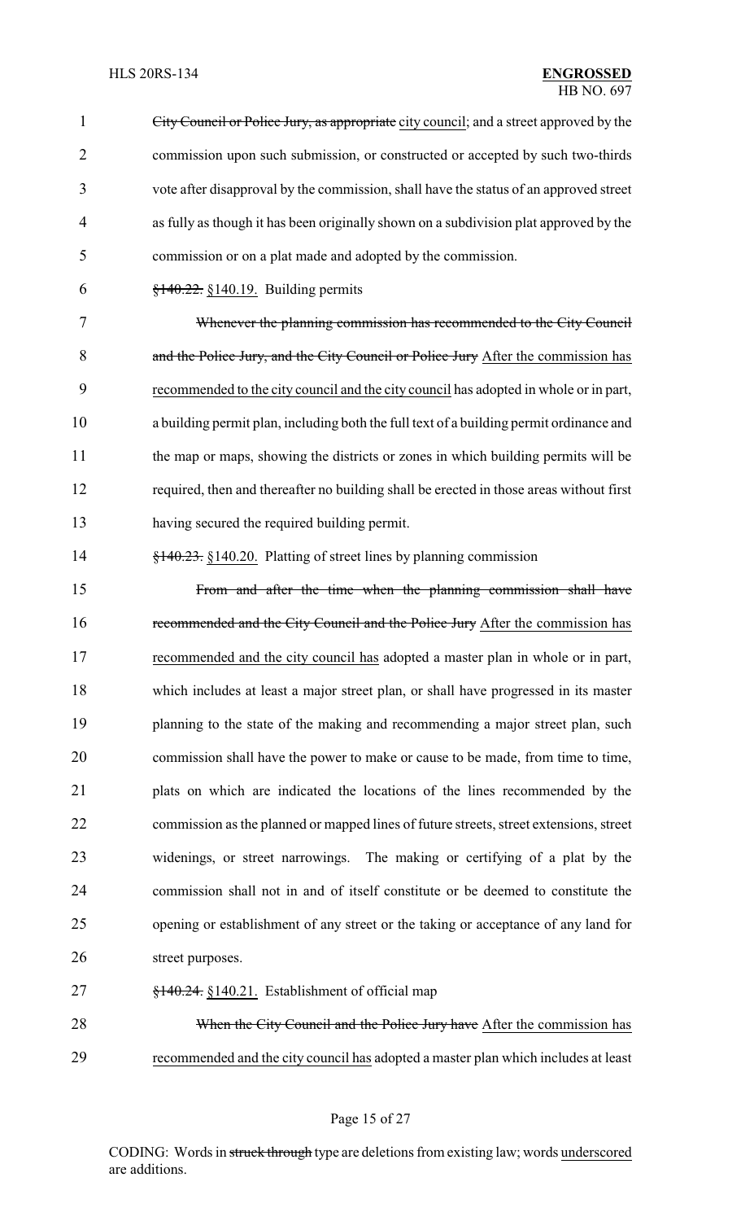~~City Council or Police Jury, as appropriate~~ city council; and a street approved by the commission upon such submission, or constructed or accepted by such two-thirds vote after disapproval by the commission, shall have the status of an approved street as fully as though it has been originally shown on a subdivision plat approved by the commission or on a plat made and adopted by the commission.

~~§140.22.~~ §140.19. Building permits

~~Whenever the planning commission has recommended to the City Council and the Police Jury, and the City Council or Police Jury~~ After the commission has recommended to the city council and the city council has adopted in whole or in part, a building permit plan, including both the full text of a building permit ordinance and the map or maps, showing the districts or zones in which building permits will be required, then and thereafter no building shall be erected in those areas without first having secured the required building permit.

~~§140.23.~~ §140.20. Platting of street lines by planning commission

~~From and after the time when the planning commission shall have recommended and the City Council and the Police Jury~~ After the commission has recommended and the city council has adopted a master plan in whole or in part, which includes at least a major street plan, or shall have progressed in its master planning to the state of the making and recommending a major street plan, such commission shall have the power to make or cause to be made, from time to time, plats on which are indicated the locations of the lines recommended by the commission as the planned or mapped lines of future streets, street extensions, street widenings, or street narrowings. The making or certifying of a plat by the commission shall not in and of itself constitute or be deemed to constitute the opening or establishment of any street or the taking or acceptance of any land for street purposes.

~~§140.24.~~ §140.21. Establishment of official map

~~When the City Council and the Police Jury have~~ After the commission has recommended and the city council has adopted a master plan which includes at least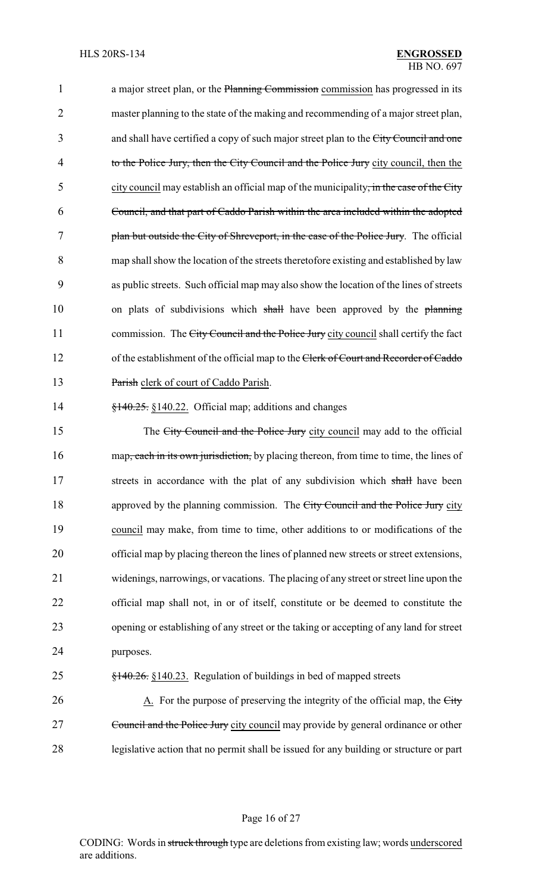a major street plan, or the ~~Planning Commission~~ commission has progressed in its master planning to the state of the making and recommending of a major street plan, and shall have certified a copy of such major street plan to the ~~City Council and one to the Police Jury, then the City Council and the Police Jury~~ city council, then the city council may establish an official map of the municipality~~, in the case of the City Council, and that part of Caddo Parish within the area included within the adopted plan but outside the City of Shreveport, in the case of the Police Jury~~. The official map shall show the location of the streets theretofore existing and established by law as public streets. Such official map may also show the location of the lines of streets on plats of subdivisions which ~~shall~~ have been approved by the ~~planning~~ commission. The ~~City Council and the Police Jury~~ city council shall certify the fact of the establishment of the official map to the ~~Clerk of Court and Recorder of Caddo Parish~~ clerk of court of Caddo Parish.

~~§140.25.~~ §140.22. Official map; additions and changes

The ~~City Council and the Police Jury~~ city council may add to the official map~~, each in its own jurisdiction,~~ by placing thereon, from time to time, the lines of streets in accordance with the plat of any subdivision which ~~shall~~ have been approved by the planning commission. The ~~City Council and the Police Jury~~ city council may make, from time to time, other additions to or modifications of the official map by placing thereon the lines of planned new streets or street extensions, widenings, narrowings, or vacations. The placing of any street or street line upon the official map shall not, in or of itself, constitute or be deemed to constitute the opening or establishing of any street or the taking or accepting of any land for street purposes.

~~§140.26.~~ §140.23. Regulation of buildings in bed of mapped streets

A. For the purpose of preserving the integrity of the official map, the ~~City Council and the Police Jury~~ city council may provide by general ordinance or other legislative action that no permit shall be issued for any building or structure or part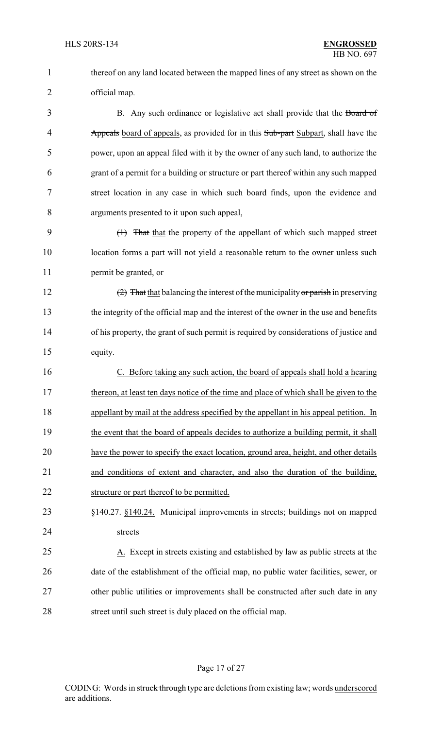thereof on any land located between the mapped lines of any street as shown on the official map.

B. Any such ordinance or legislative act shall provide that the ~~Board of Appeals~~ board of appeals, as provided for in this ~~Sub-part~~ Subpart, shall have the power, upon an appeal filed with it by the owner of any such land, to authorize the grant of a permit for a building or structure or part thereof within any such mapped street location in any case in which such board finds, upon the evidence and arguments presented to it upon such appeal,

~~(1) That~~ that the property of the appellant of which such mapped street location forms a part will not yield a reasonable return to the owner unless such permit be granted, or

~~(2) That~~ that balancing the interest of the municipality ~~or parish~~ in preserving the integrity of the official map and the interest of the owner in the use and benefits of his property, the grant of such permit is required by considerations of justice and equity.

C. Before taking any such action, the board of appeals shall hold a hearing thereon, at least ten days notice of the time and place of which shall be given to the appellant by mail at the address specified by the appellant in his appeal petition. In the event that the board of appeals decides to authorize a building permit, it shall have the power to specify the exact location, ground area, height, and other details and conditions of extent and character, and also the duration of the building, structure or part thereof to be permitted.

~~§140.27.~~ §140.24. Municipal improvements in streets; buildings not on mapped streets

A. Except in streets existing and established by law as public streets at the date of the establishment of the official map, no public water facilities, sewer, or other public utilities or improvements shall be constructed after such date in any street until such street is duly placed on the official map.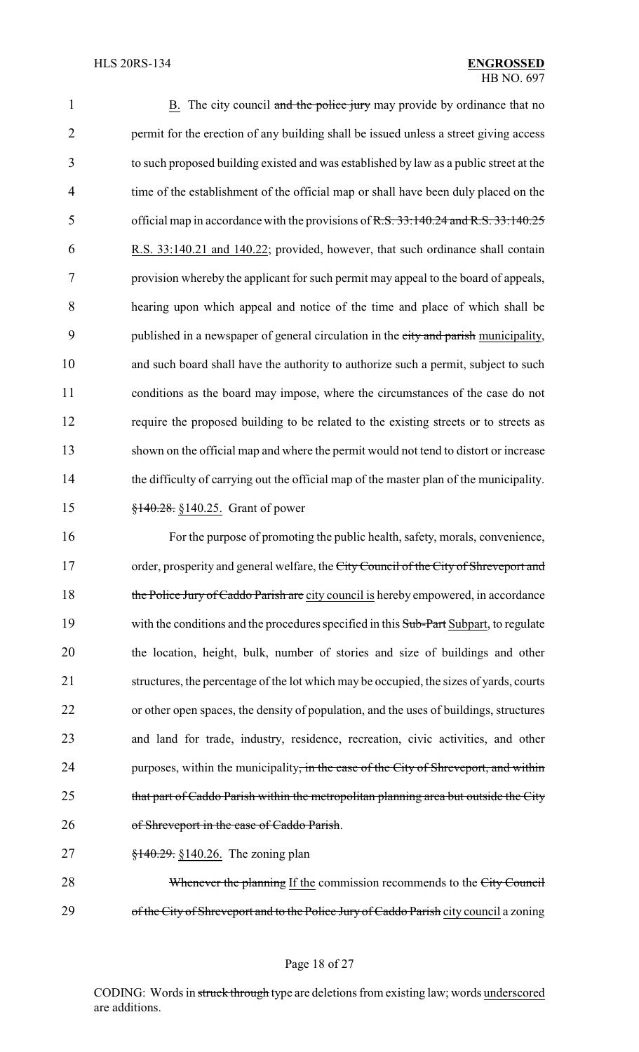B. The city council ~~and the police jury~~ may provide by ordinance that no permit for the erection of any building shall be issued unless a street giving access to such proposed building existed and was established by law as a public street at the time of the establishment of the official map or shall have been duly placed on the official map in accordance with the provisions of ~~R.S. 33:140.24 and R.S. 33:140.25~~ R.S. 33:140.21 and 140.22; provided, however, that such ordinance shall contain provision whereby the applicant for such permit may appeal to the board of appeals, hearing upon which appeal and notice of the time and place of which shall be published in a newspaper of general circulation in the ~~city and parish~~ municipality, and such board shall have the authority to authorize such a permit, subject to such conditions as the board may impose, where the circumstances of the case do not require the proposed building to be related to the existing streets or to streets as shown on the official map and where the permit would not tend to distort or increase the difficulty of carrying out the official map of the master plan of the municipality.

~~§140.28.~~ §140.25. Grant of power

For the purpose of promoting the public health, safety, morals, convenience, order, prosperity and general welfare, the ~~City Council of the City of Shreveport and the Police Jury of Caddo Parish are~~ city council is hereby empowered, in accordance with the conditions and the procedures specified in this ~~Sub-Part~~ Subpart, to regulate the location, height, bulk, number of stories and size of buildings and other structures, the percentage of the lot which may be occupied, the sizes of yards, courts or other open spaces, the density of population, and the uses of buildings, structures and land for trade, industry, residence, recreation, civic activities, and other purposes, within the municipality~~, in the case of the City of Shreveport, and within that part of Caddo Parish within the metropolitan planning area but outside the City of Shreveport in the case of Caddo Parish~~.

~~§140.29.~~ §140.26. The zoning plan

~~Whenever the planning~~ If the commission recommends to the ~~City Council of the City of Shreveport and to the Police Jury of Caddo Parish~~ city council a zoning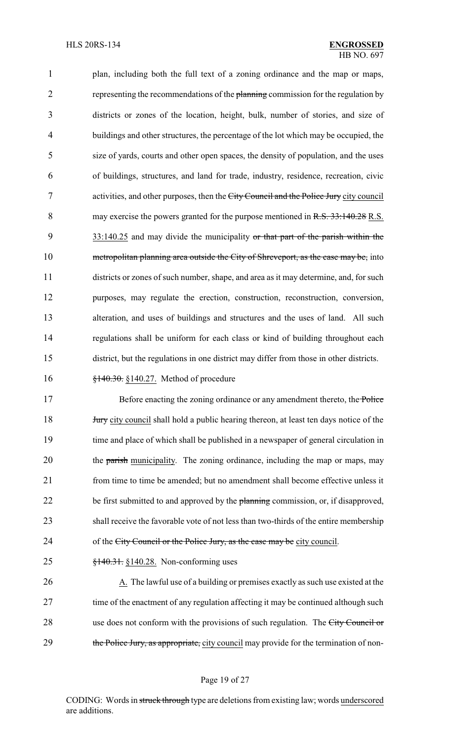plan, including both the full text of a zoning ordinance and the map or maps, representing the recommendations of the ~~planning~~ commission for the regulation by districts or zones of the location, height, bulk, number of stories, and size of buildings and other structures, the percentage of the lot which may be occupied, the size of yards, courts and other open spaces, the density of population, and the uses of buildings, structures, and land for trade, industry, residence, recreation, civic activities, and other purposes, then the ~~City Council and the Police Jury~~ city council may exercise the powers granted for the purpose mentioned in ~~R.S. 33:140.28~~ R.S. 33:140.25 and may divide the municipality ~~or that part of the parish within the metropolitan planning area outside the City of Shreveport, as the case may be,~~ into districts or zones of such number, shape, and area as it may determine, and, for such purposes, may regulate the erection, construction, reconstruction, conversion, alteration, and uses of buildings and structures and the uses of land. All such regulations shall be uniform for each class or kind of building throughout each district, but the regulations in one district may differ from those in other districts.

~~§140.30.~~ §140.27. Method of procedure

Before enacting the zoning ordinance or any amendment thereto, the ~~Police Jury~~ city council shall hold a public hearing thereon, at least ten days notice of the time and place of which shall be published in a newspaper of general circulation in the ~~parish~~ municipality. The zoning ordinance, including the map or maps, may from time to time be amended; but no amendment shall become effective unless it be first submitted to and approved by the ~~planning~~ commission, or, if disapproved, shall receive the favorable vote of not less than two-thirds of the entire membership of the ~~City Council or the Police Jury, as the case may be~~ city council.

~~§140.31.~~ §140.28. Non-conforming uses

A. The lawful use of a building or premises exactly as such use existed at the time of the enactment of any regulation affecting it may be continued although such use does not conform with the provisions of such regulation. The ~~City Council or the Police Jury, as appropriate,~~ city council may provide for the termination of non-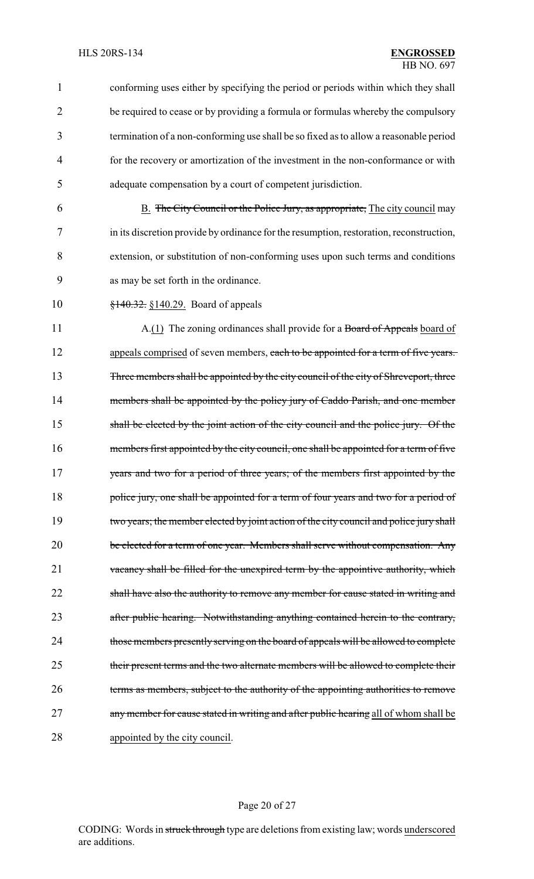conforming uses either by specifying the period or periods within which they shall be required to cease or by providing a formula or formulas whereby the compulsory termination of a non-conforming use shall be so fixed as to allow a reasonable period for the recovery or amortization of the investment in the non-conformance or with adequate compensation by a court of competent jurisdiction.

B. ~~The City Council or the Police Jury, as appropriate,~~ The city council may in its discretion provide by ordinance for the resumption, restoration, reconstruction, extension, or substitution of non-conforming uses upon such terms and conditions as may be set forth in the ordinance.

~~§140.32.~~ §140.29. Board of appeals

A.(1) The zoning ordinances shall provide for a ~~Board of Appeals~~ board of appeals comprised of seven members, ~~each to be appointed for a term of five years. Three members shall be appointed by the city council of the city of Shreveport, three members shall be appointed by the policy jury of Caddo Parish, and one member shall be elected by the joint action of the city council and the police jury. Of the members first appointed by the city council, one shall be appointed for a term of five years and two for a period of three years; of the members first appointed by the police jury, one shall be appointed for a term of four years and two for a period of two years; the member elected by joint action of the city council and police jury shall be elected for a term of one year. Members shall serve without compensation. Any vacancy shall be filled for the unexpired term by the appointive authority, which shall have also the authority to remove any member for cause stated in writing and after public hearing. Notwithstanding anything contained herein to the contrary, those members presently serving on the board of appeals will be allowed to complete their present terms and the two alternate members will be allowed to complete their terms as members, subject to the authority of the appointing authorities to remove any member for cause stated in writing and after public hearing~~ all of whom shall be appointed by the city council.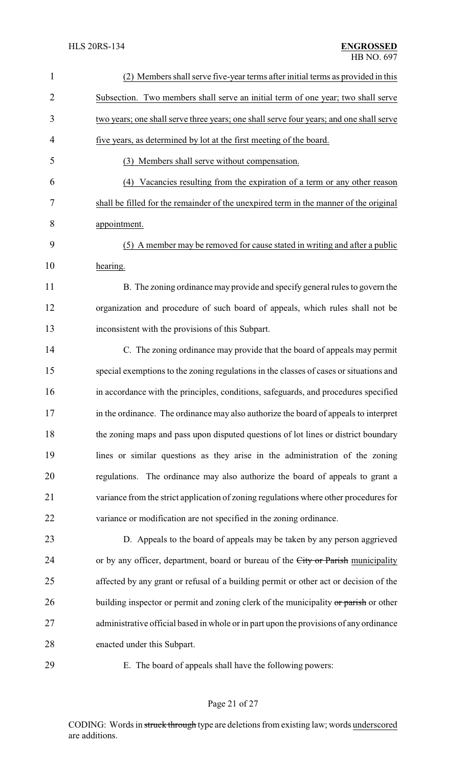(2) Members shall serve five-year terms after initial terms as provided in this Subsection. Two members shall serve an initial term of one year; two shall serve two years; one shall serve three years; one shall serve four years; and one shall serve five years, as determined by lot at the first meeting of the board.

(3) Members shall serve without compensation.

(4) Vacancies resulting from the expiration of a term or any other reason shall be filled for the remainder of the unexpired term in the manner of the original appointment.

(5) A member may be removed for cause stated in writing and after a public hearing.

B. The zoning ordinance may provide and specify general rules to govern the organization and procedure of such board of appeals, which rules shall not be inconsistent with the provisions of this Subpart.

C. The zoning ordinance may provide that the board of appeals may permit special exemptions to the zoning regulations in the classes of cases or situations and in accordance with the principles, conditions, safeguards, and procedures specified in the ordinance. The ordinance may also authorize the board of appeals to interpret the zoning maps and pass upon disputed questions of lot lines or district boundary lines or similar questions as they arise in the administration of the zoning regulations. The ordinance may also authorize the board of appeals to grant a variance from the strict application of zoning regulations where other procedures for variance or modification are not specified in the zoning ordinance.

D. Appeals to the board of appeals may be taken by any person aggrieved or by any officer, department, board or bureau of the ~~City or Parish~~ municipality affected by any grant or refusal of a building permit or other act or decision of the building inspector or permit and zoning clerk of the municipality ~~or parish~~ or other administrative official based in whole or in part upon the provisions of any ordinance enacted under this Subpart.

E. The board of appeals shall have the following powers: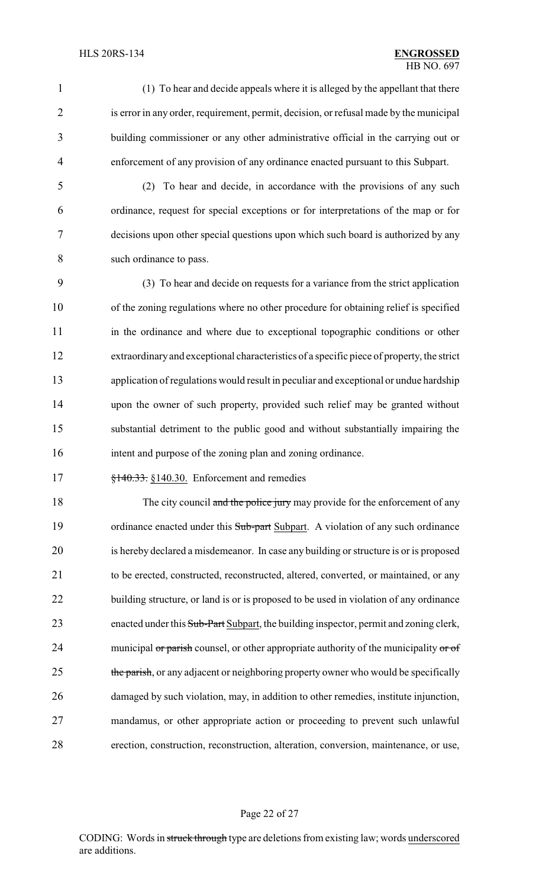(1) To hear and decide appeals where it is alleged by the appellant that there is error in any order, requirement, permit, decision, or refusal made by the municipal building commissioner or any other administrative official in the carrying out or enforcement of any provision of any ordinance enacted pursuant to this Subpart.

(2) To hear and decide, in accordance with the provisions of any such ordinance, request for special exceptions or for interpretations of the map or for decisions upon other special questions upon which such board is authorized by any such ordinance to pass.

(3) To hear and decide on requests for a variance from the strict application of the zoning regulations where no other procedure for obtaining relief is specified in the ordinance and where due to exceptional topographic conditions or other extraordinary and exceptional characteristics of a specific piece of property, the strict application of regulations would result in peculiar and exceptional or undue hardship upon the owner of such property, provided such relief may be granted without substantial detriment to the public good and without substantially impairing the intent and purpose of the zoning plan and zoning ordinance.

~~§140.33.~~ §140.30. Enforcement and remedies

The city council ~~and the police jury~~ may provide for the enforcement of any ordinance enacted under this ~~Sub-part~~ Subpart. A violation of any such ordinance is hereby declared a misdemeanor. In case any building or structure is or is proposed to be erected, constructed, reconstructed, altered, converted, or maintained, or any building structure, or land is or is proposed to be used in violation of any ordinance enacted under this ~~Sub-Part~~ Subpart, the building inspector, permit and zoning clerk, municipal ~~or parish~~ counsel, or other appropriate authority of the municipality ~~or of the parish~~, or any adjacent or neighboring property owner who would be specifically damaged by such violation, may, in addition to other remedies, institute injunction, mandamus, or other appropriate action or proceeding to prevent such unlawful erection, construction, reconstruction, alteration, conversion, maintenance, or use,

CODING: Words in ~~struck through~~ type are deletions from existing law; words underscored are additions.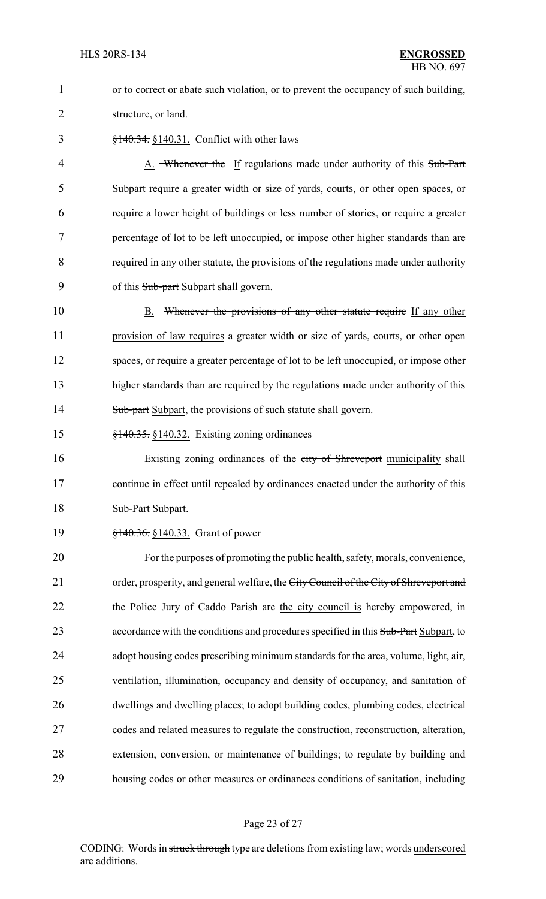or to correct or abate such violation, or to prevent the occupancy of such building, structure, or land.

~~§140.34.~~ §140.31. Conflict with other laws

A. ~~Whenever the~~ If regulations made under authority of this ~~Sub-Part~~ Subpart require a greater width or size of yards, courts, or other open spaces, or require a lower height of buildings or less number of stories, or require a greater percentage of lot to be left unoccupied, or impose other higher standards than are required in any other statute, the provisions of the regulations made under authority of this ~~Sub-part~~ Subpart shall govern.

B. ~~Whenever the provisions of any other statute require~~ If any other provision of law requires a greater width or size of yards, courts, or other open spaces, or require a greater percentage of lot to be left unoccupied, or impose other higher standards than are required by the regulations made under authority of this ~~Sub-part~~ Subpart, the provisions of such statute shall govern.

~~§140.35.~~ §140.32. Existing zoning ordinances

Existing zoning ordinances of the ~~city of Shreveport~~ municipality shall continue in effect until repealed by ordinances enacted under the authority of this ~~Sub-Part~~ Subpart.

~~§140.36.~~ §140.33. Grant of power

For the purposes of promoting the public health, safety, morals, convenience, order, prosperity, and general welfare, the ~~City Council of the City of Shreveport and the Police Jury of Caddo Parish are~~ the city council is hereby empowered, in accordance with the conditions and procedures specified in this ~~Sub-Part~~ Subpart, to adopt housing codes prescribing minimum standards for the area, volume, light, air, ventilation, illumination, occupancy and density of occupancy, and sanitation of dwellings and dwelling places; to adopt building codes, plumbing codes, electrical codes and related measures to regulate the construction, reconstruction, alteration, extension, conversion, or maintenance of buildings; to regulate by building and housing codes or other measures or ordinances conditions of sanitation, including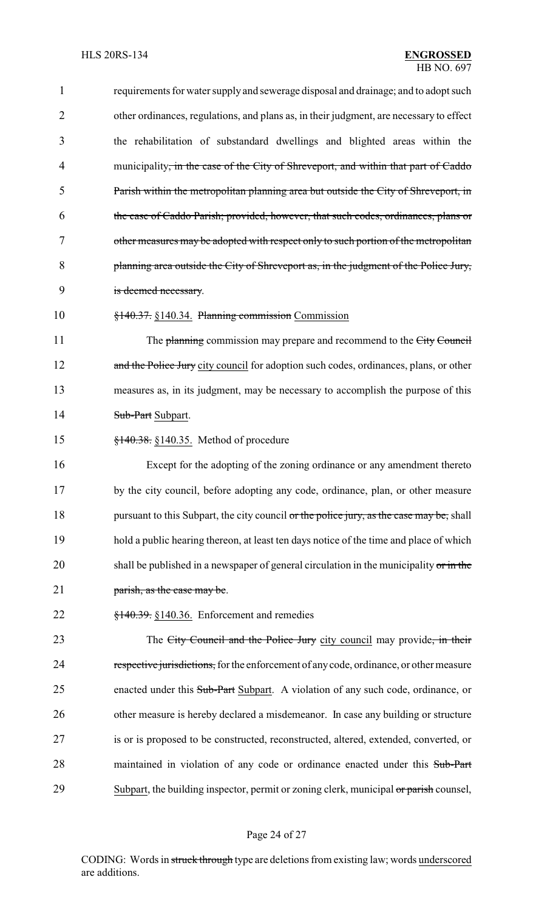requirements for water supply and sewerage disposal and drainage; and to adopt such other ordinances, regulations, and plans as, in their judgment, are necessary to effect the rehabilitation of substandard dwellings and blighted areas within the municipality~~, in the case of the City of Shreveport, and within that part of Caddo Parish within the metropolitan planning area but outside the City of Shreveport, in the case of Caddo Parish; provided, however, that such codes, ordinances, plans or other measures may be adopted with respect only to such portion of the metropolitan planning area outside the City of Shreveport as, in the judgment of the Police Jury, is deemed necessary~~.

~~§140.37.~~ §140.34. ~~Planning commission~~ Commission

The ~~planning~~ commission may prepare and recommend to the ~~City Council and the Police Jury~~ city council for adoption such codes, ordinances, plans, or other measures as, in its judgment, may be necessary to accomplish the purpose of this ~~Sub-Part~~ Subpart.

~~§140.38.~~ §140.35. Method of procedure

Except for the adopting of the zoning ordinance or any amendment thereto by the city council, before adopting any code, ordinance, plan, or other measure pursuant to this Subpart, the city council ~~or the police jury, as the case may be,~~ shall hold a public hearing thereon, at least ten days notice of the time and place of which shall be published in a newspaper of general circulation in the municipality ~~or in the parish, as the case may be~~.

~~§140.39.~~ §140.36. Enforcement and remedies

The ~~City Council and the Police Jury~~ city council may provide~~, in their respective jurisdictions,~~ for the enforcement of any code, ordinance, or other measure enacted under this ~~Sub-Part~~ Subpart. A violation of any such code, ordinance, or other measure is hereby declared a misdemeanor. In case any building or structure is or is proposed to be constructed, reconstructed, altered, extended, converted, or maintained in violation of any code or ordinance enacted under this ~~Sub-Part~~ Subpart, the building inspector, permit or zoning clerk, municipal ~~or parish~~ counsel,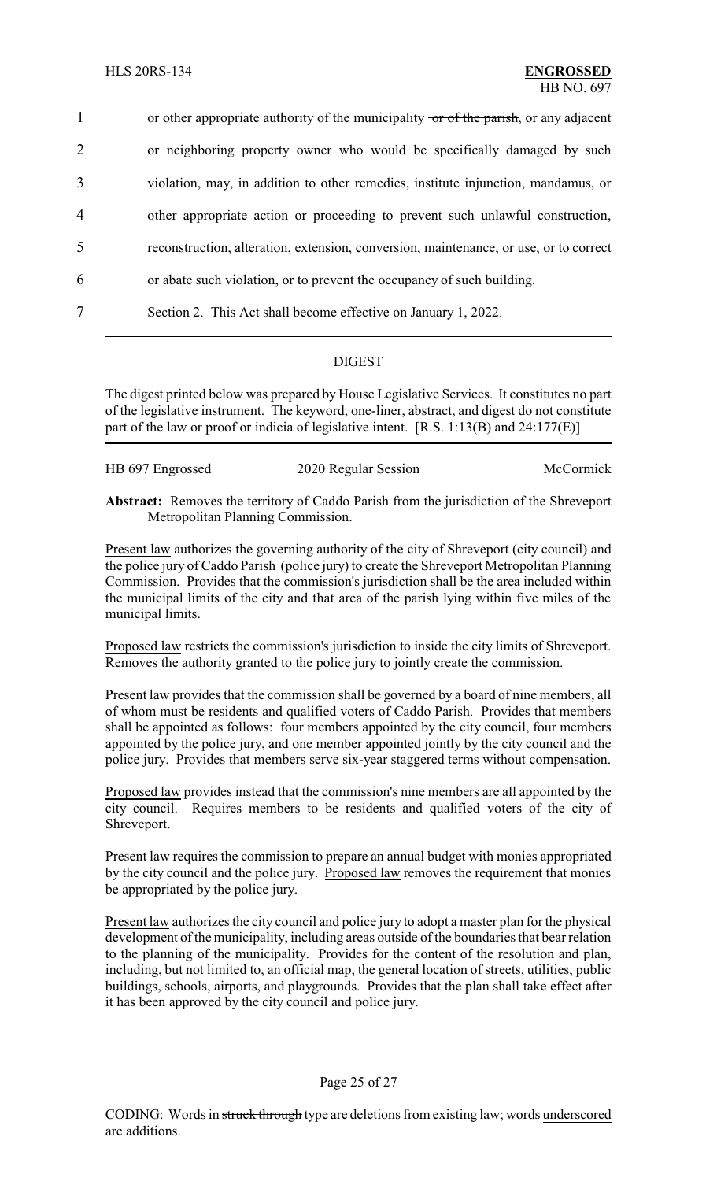1 or other appropriate authority of the municipality ~~or of the parish~~, or any adjacent
2 or neighboring property owner who would be specifically damaged by such
3 violation, may, in addition to other remedies, institute injunction, mandamus, or
4 other appropriate action or proceeding to prevent such unlawful construction,
5 reconstruction, alteration, extension, conversion, maintenance, or use, or to correct
6 or abate such violation, or to prevent the occupancy of such building.
7 Section 2. This Act shall become effective on January 1, 2022.

---

## DIGEST

The digest printed below was prepared by House Legislative Services. It constitutes no part of the legislative instrument. The keyword, one-liner, abstract, and digest do not constitute part of the law or proof or indicia of legislative intent. [R.S. 1:13(B) and 24:177(E)]

| HB 697 Engrossed | 2020 Regular Session | McCormick |
|---|---|---|

**Abstract:** Removes the territory of Caddo Parish from the jurisdiction of the Shreveport Metropolitan Planning Commission.

Present law authorizes the governing authority of the city of Shreveport (city council) and the police jury of Caddo Parish (police jury) to create the Shreveport Metropolitan Planning Commission. Provides that the commission's jurisdiction shall be the area included within the municipal limits of the city and that area of the parish lying within five miles of the municipal limits.

Proposed law restricts the commission's jurisdiction to inside the city limits of Shreveport. Removes the authority granted to the police jury to jointly create the commission.

Present law provides that the commission shall be governed by a board of nine members, all of whom must be residents and qualified voters of Caddo Parish. Provides that members shall be appointed as follows: four members appointed by the city council, four members appointed by the police jury, and one member appointed jointly by the city council and the police jury. Provides that members serve six-year staggered terms without compensation.

Proposed law provides instead that the commission's nine members are all appointed by the city council. Requires members to be residents and qualified voters of the city of Shreveport.

Present law requires the commission to prepare an annual budget with monies appropriated by the city council and the police jury. Proposed law removes the requirement that monies be appropriated by the police jury.

Present law authorizes the city council and police jury to adopt a master plan for the physical development of the municipality, including areas outside of the boundaries that bear relation to the planning of the municipality. Provides for the content of the resolution and plan, including, but not limited to, an official map, the general location of streets, utilities, public buildings, schools, airports, and playgrounds. Provides that the plan shall take effect after it has been approved by the city council and police jury.

CODING: Words in ~~struck through~~ type are deletions from existing law; words underscored are additions.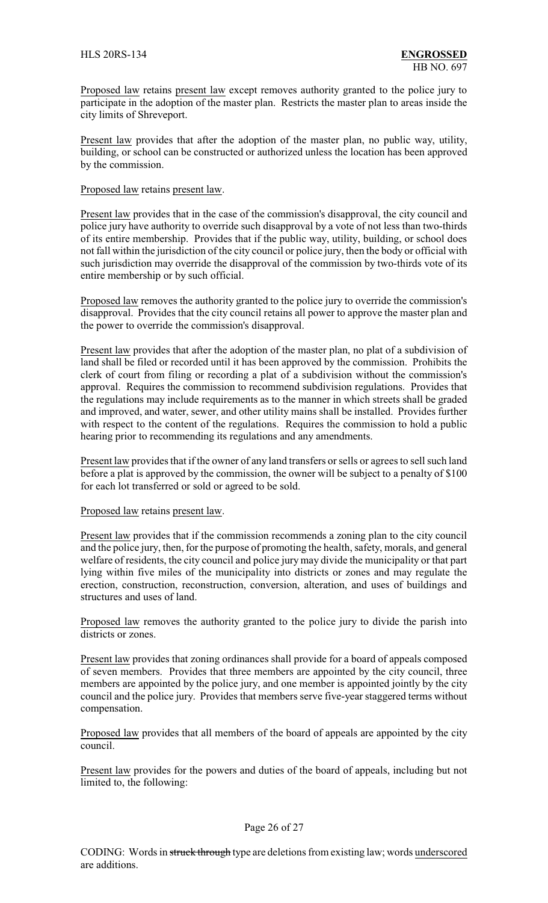Proposed law retains present law except removes authority granted to the police jury to participate in the adoption of the master plan. Restricts the master plan to areas inside the city limits of Shreveport.

Present law provides that after the adoption of the master plan, no public way, utility, building, or school can be constructed or authorized unless the location has been approved by the commission.

Proposed law retains present law.

Present law provides that in the case of the commission's disapproval, the city council and police jury have authority to override such disapproval by a vote of not less than two-thirds of its entire membership. Provides that if the public way, utility, building, or school does not fall within the jurisdiction of the city council or police jury, then the body or official with such jurisdiction may override the disapproval of the commission by two-thirds vote of its entire membership or by such official.

Proposed law removes the authority granted to the police jury to override the commission's disapproval. Provides that the city council retains all power to approve the master plan and the power to override the commission's disapproval.

Present law provides that after the adoption of the master plan, no plat of a subdivision of land shall be filed or recorded until it has been approved by the commission. Prohibits the clerk of court from filing or recording a plat of a subdivision without the commission's approval. Requires the commission to recommend subdivision regulations. Provides that the regulations may include requirements as to the manner in which streets shall be graded and improved, and water, sewer, and other utility mains shall be installed. Provides further with respect to the content of the regulations. Requires the commission to hold a public hearing prior to recommending its regulations and any amendments.

Present law provides that if the owner of any land transfers or sells or agrees to sell such land before a plat is approved by the commission, the owner will be subject to a penalty of $100 for each lot transferred or sold or agreed to be sold.

Proposed law retains present law.

Present law provides that if the commission recommends a zoning plan to the city council and the police jury, then, for the purpose of promoting the health, safety, morals, and general welfare of residents, the city council and police jury may divide the municipality or that part lying within five miles of the municipality into districts or zones and may regulate the erection, construction, reconstruction, conversion, alteration, and uses of buildings and structures and uses of land.

Proposed law removes the authority granted to the police jury to divide the parish into districts or zones.

Present law provides that zoning ordinances shall provide for a board of appeals composed of seven members. Provides that three members are appointed by the city council, three members are appointed by the police jury, and one member is appointed jointly by the city council and the police jury. Provides that members serve five-year staggered terms without compensation.

Proposed law provides that all members of the board of appeals are appointed by the city council.

Present law provides for the powers and duties of the board of appeals, including but not limited to, the following: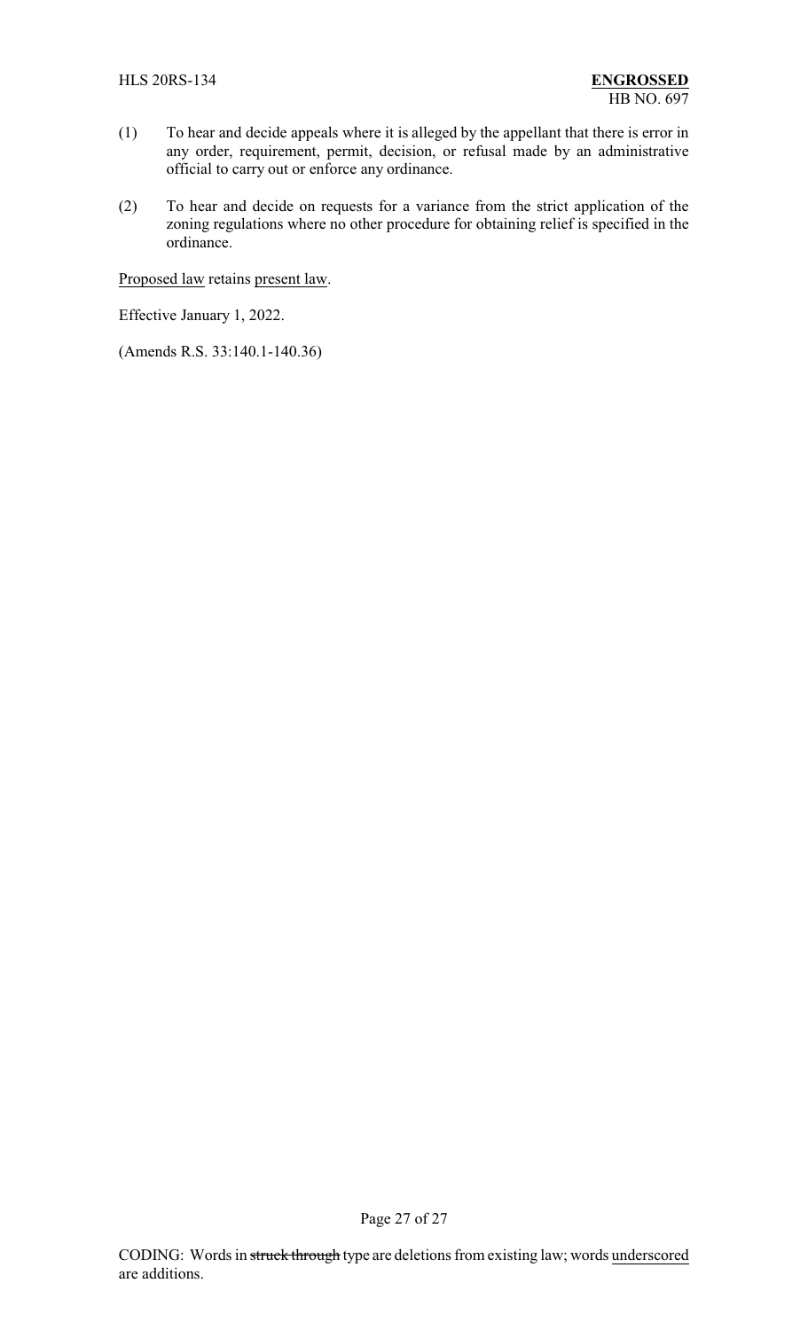(1) To hear and decide appeals where it is alleged by the appellant that there is error in any order, requirement, permit, decision, or refusal made by an administrative official to carry out or enforce any ordinance.

(2) To hear and decide on requests for a variance from the strict application of the zoning regulations where no other procedure for obtaining relief is specified in the ordinance.

<u>Proposed law</u> retains <u>present law</u>.

Effective January 1, 2022.

(Amends R.S. 33:140.1-140.36)

CODING: Words in ~~struck through~~ type are deletions from existing law; words <u>underscored</u> are additions.